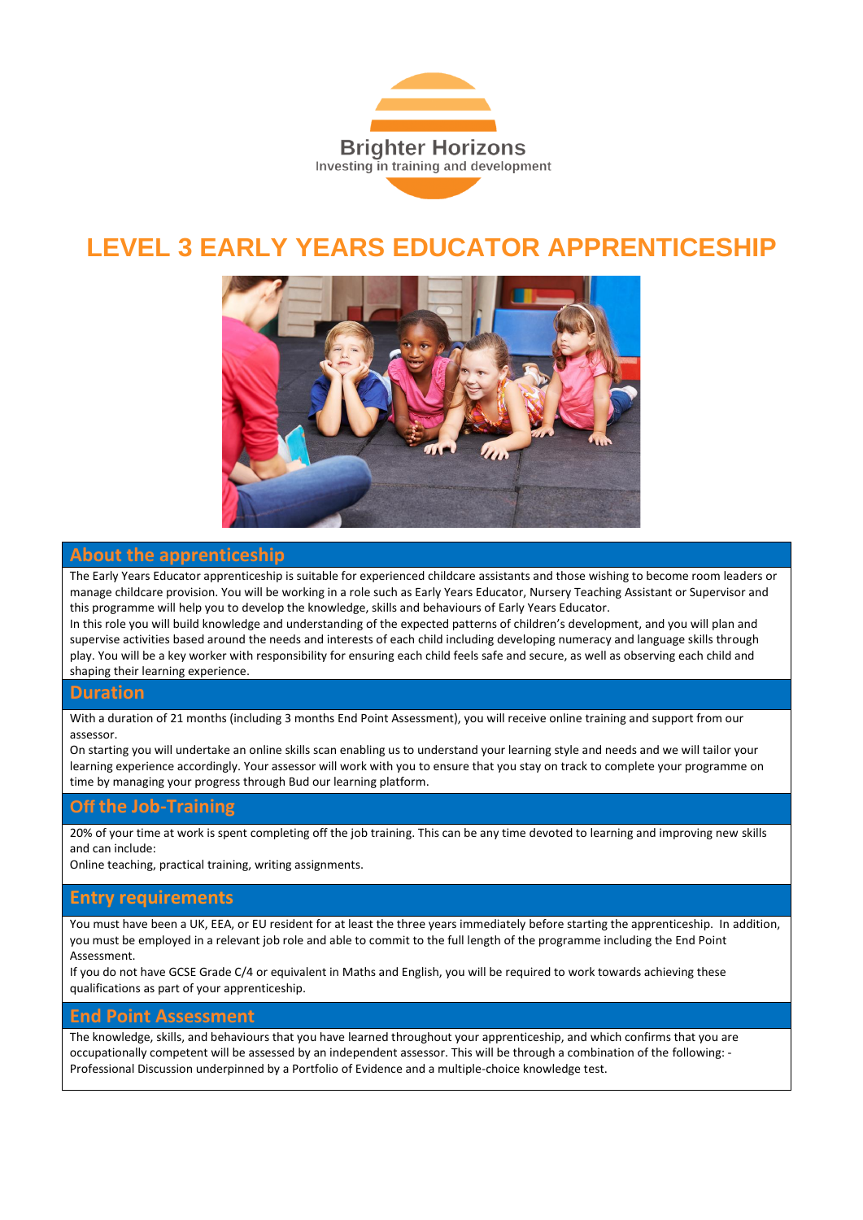Brighter Horizons

Investing in training and development

# LEVEL 3 EARLY YEARS EDUCATOR APPRENTICESHIP

## About the apprenticeship

The Early Years Educator apprenticeship is suitable for experienced childcare assistants and those wishing to become room leaders or manage childcare provision. You will be working in a role such as Early Years Educator, Nursery Teaching Assistant or Supervisor and this programme will help you to develop the knowledge, skills and behaviours of Early Years Educator.

In this role you will build knowledge and understanding of the expected patterns of children's development, and you will plan and supervise activities based around the needs and interests of each child including developing numeracy and language skills through play. You will be a key worker with responsibility for ensuring each child feels safe and secure, as well as observing each child and shaping their learning experience.

## Duration

With a duration of 21 months (including 3 months End Point Assessment), you will receive online training and support from our assessor.

On starting you will undertake an online skills scan enabling us to understand your learning style and needs and we will tailor your learning experience accordingly. Your assessor will work with you to ensure that you stay on track to complete your programme on time by managing your progress through Bud our learning platform.

## Off the Job-Training

20% of your time at work is spent completing off the job training. This can be any time devoted to learning and improving new skills and can include:

Online teaching, practical training, writing assignments.

## Entry requirements

You must have been a UK, EEA, or EU resident for at least the three years immediately before starting the apprenticeship. In addition, you must be employed in a relevant job role and able to commit to the full length of the programme including the End Point Assessment.

If you do not have GCSE Grade C/4 or equivalent in Maths and English, you will be required to work towards achieving these qualifications as part of your apprenticeship.

## End Point Assessment

The knowledge, skills, and behaviours that you have learned throughout your apprenticeship, and which confirms that you are occupationally competent will be assessed by an independent assessor. This will be through a combination of the following: - Professional Discussion underpinned by a Portfolio of Evidence and a multiple-choice knowledge test.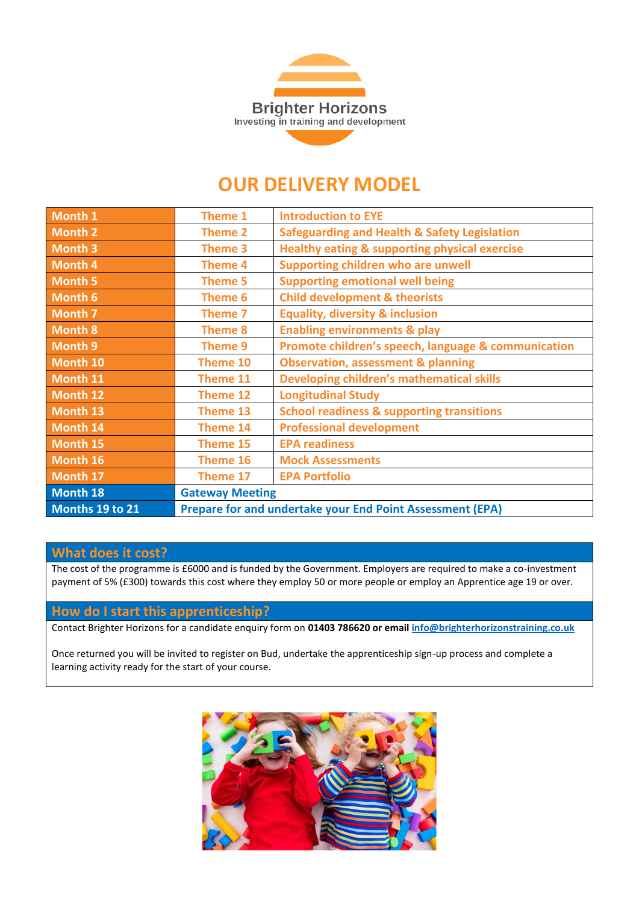Brighter Horizons
Investing in training and development

# OUR DELIVERY MODEL

| | | |
|---|---|---|
| Month 1 | Theme 1 | Introduction to EYE |
| Month 2 | Theme 2 | Safeguarding and Health & Safety Legislation |
| Month 3 | Theme 3 | Healthy eating & supporting physical exercise |
| Month 4 | Theme 4 | Supporting children who are unwell |
| Month 5 | Theme 5 | Supporting emotional well being |
| Month 6 | Theme 6 | Child development & theorists |
| Month 7 | Theme 7 | Equality, diversity & inclusion |
| Month 8 | Theme 8 | Enabling environments & play |
| Month 9 | Theme 9 | Promote children's speech, language & communication |
| Month 10 | Theme 10 | Observation, assessment & planning |
| Month 11 | Theme 11 | Developing children's mathematical skills |
| Month 12 | Theme 12 | Longitudinal Study |
| Month 13 | Theme 13 | School readiness & supporting transitions |
| Month 14 | Theme 14 | Professional development |
| Month 15 | Theme 15 | EPA readiness |
| Month 16 | Theme 16 | Mock Assessments |
| Month 17 | Theme 17 | EPA Portfolio |
| Month 18 | Gateway Meeting | |
| Months 19 to 21 | Prepare for and undertake your End Point Assessment (EPA) | |

## What does it cost?

The cost of the programme is £6000 and is funded by the Government. Employers are required to make a co-investment payment of 5% (£300) towards this cost where they employ 50 or more people or employ an Apprentice age 19 or over.

## How do I start this apprenticeship?

Contact Brighter Horizons for a candidate enquiry form on **01403 786620 or email** info@brighterhorizonstraining.co.uk

Once returned you will be invited to register on Bud, undertake the apprenticeship sign-up process and complete a learning activity ready for the start of your course.